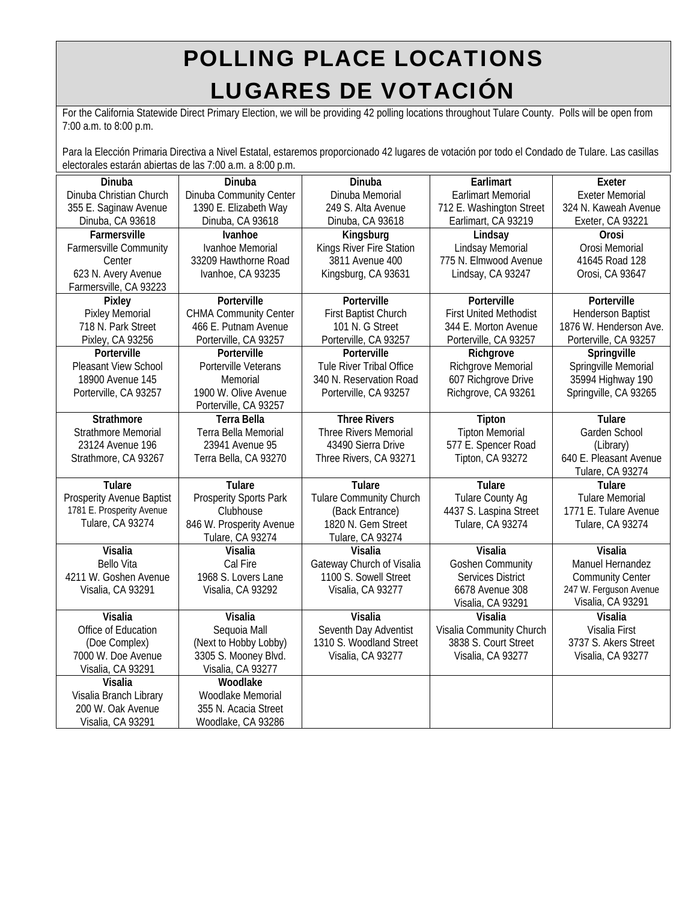# POLLING PLACE LOCATIONS
# LUGARES DE VOTACIÓN

For the California Statewide Direct Primary Election, we will be providing 42 polling locations throughout Tulare County. Polls will be open from 7:00 a.m. to 8:00 p.m.

Para la Elección Primaria Directiva a Nivel Estatal, estaremos proporcionado 42 lugares de votación por todo el Condado de Tulare. Las casillas electorales estarán abiertas de las 7:00 a.m. a 8:00 p.m.

| | | | | |
|---|---|---|---|---|
| **Dinuba**<br>Dinuba Christian Church<br>355 E. Saginaw Avenue<br>Dinuba, CA 93618 | **Dinuba**<br>Dinuba Community Center<br>1390 E. Elizabeth Way<br>Dinuba, CA 93618 | **Dinuba**<br>Dinuba Memorial<br>249 S. Alta Avenue<br>Dinuba, CA 93618 | **Earlimart**<br>Earlimart Memorial<br>712 E. Washington Street<br>Earlimart, CA 93219 | **Exeter**<br>Exeter Memorial<br>324 N. Kaweah Avenue<br>Exeter, CA 93221 |
| **Farmersville**<br>Farmersville Community Center<br>623 N. Avery Avenue<br>Farmersville, CA 93223 | **Ivanhoe**<br>Ivanhoe Memorial<br>33209 Hawthorne Road<br>Ivanhoe, CA 93235 | **Kingsburg**<br>Kings River Fire Station<br>3811 Avenue 400<br>Kingsburg, CA 93631 | **Lindsay**<br>Lindsay Memorial<br>775 N. Elmwood Avenue<br>Lindsay, CA 93247 | **Orosi**<br>Orosi Memorial<br>41645 Road 128<br>Orosi, CA 93647 |
| **Pixley**<br>Pixley Memorial<br>718 N. Park Street<br>Pixley, CA 93256 | **Porterville**<br>CHMA Community Center<br>466 E. Putnam Avenue<br>Porterville, CA 93257 | **Porterville**<br>First Baptist Church<br>101 N. G Street<br>Porterville, CA 93257 | **Porterville**<br>First United Methodist<br>344 E. Morton Avenue<br>Porterville, CA 93257 | **Porterville**<br>Henderson Baptist<br>1876 W. Henderson Ave.<br>Porterville, CA 93257 |
| **Porterville**<br>Pleasant View School<br>18900 Avenue 145<br>Porterville, CA 93257 | **Porterville**<br>Porterville Veterans Memorial<br>1900 W. Olive Avenue<br>Porterville, CA 93257 | **Porterville**<br>Tule River Tribal Office<br>340 N. Reservation Road<br>Porterville, CA 93257 | **Richgrove**<br>Richgrove Memorial<br>607 Richgrove Drive<br>Richgrove, CA 93261 | **Springville**<br>Springville Memorial<br>35994 Highway 190<br>Springville, CA 93265 |
| **Strathmore**<br>Strathmore Memorial<br>23124 Avenue 196<br>Strathmore, CA 93267 | **Terra Bella**<br>Terra Bella Memorial<br>23941 Avenue 95<br>Terra Bella, CA 93270 | **Three Rivers**<br>Three Rivers Memorial<br>43490 Sierra Drive<br>Three Rivers, CA 93271 | **Tipton**<br>Tipton Memorial<br>577 E. Spencer Road<br>Tipton, CA 93272 | **Tulare**<br>Garden School<br>(Library)<br>640 E. Pleasant Avenue<br>Tulare, CA 93274 |
| **Tulare**<br>Prosperity Avenue Baptist<br>1781 E. Prosperity Avenue<br>Tulare, CA 93274 | **Tulare**<br>Prosperity Sports Park Clubhouse<br>846 W. Prosperity Avenue<br>Tulare, CA 93274 | **Tulare**<br>Tulare Community Church<br>(Back Entrance)<br>1820 N. Gem Street<br>Tulare, CA 93274 | **Tulare**<br>Tulare County Ag<br>4437 S. Laspina Street<br>Tulare, CA 93274 | **Tulare**<br>Tulare Memorial<br>1771 E. Tulare Avenue<br>Tulare, CA 93274 |
| **Visalia**<br>Bello Vita<br>4211 W. Goshen Avenue<br>Visalia, CA 93291 | **Visalia**<br>Cal Fire<br>1968 S. Lovers Lane<br>Visalia, CA 93292 | **Visalia**<br>Gateway Church of Visalia<br>1100 S. Sowell Street<br>Visalia, CA 93277 | **Visalia**<br>Goshen Community Services District<br>6678 Avenue 308<br>Visalia, CA 93291 | **Visalia**<br>Manuel Hernandez Community Center<br>247 W. Ferguson Avenue<br>Visalia, CA 93291 |
| **Visalia**<br>Office of Education<br>(Doe Complex)<br>7000 W. Doe Avenue<br>Visalia, CA 93291 | **Visalia**<br>Sequoia Mall<br>(Next to Hobby Lobby)<br>3305 S. Mooney Blvd.<br>Visalia, CA 93277 | **Visalia**<br>Seventh Day Adventist<br>1310 S. Woodland Street<br>Visalia, CA 93277 | **Visalia**<br>Visalia Community Church<br>3838 S. Court Street<br>Visalia, CA 93277 | **Visalia**<br>Visalia First<br>3737 S. Akers Street<br>Visalia, CA 93277 |
| **Visalia**<br>Visalia Branch Library<br>200 W. Oak Avenue<br>Visalia, CA 93291 | **Woodlake**<br>Woodlake Memorial<br>355 N. Acacia Street<br>Woodlake, CA 93286 | | | |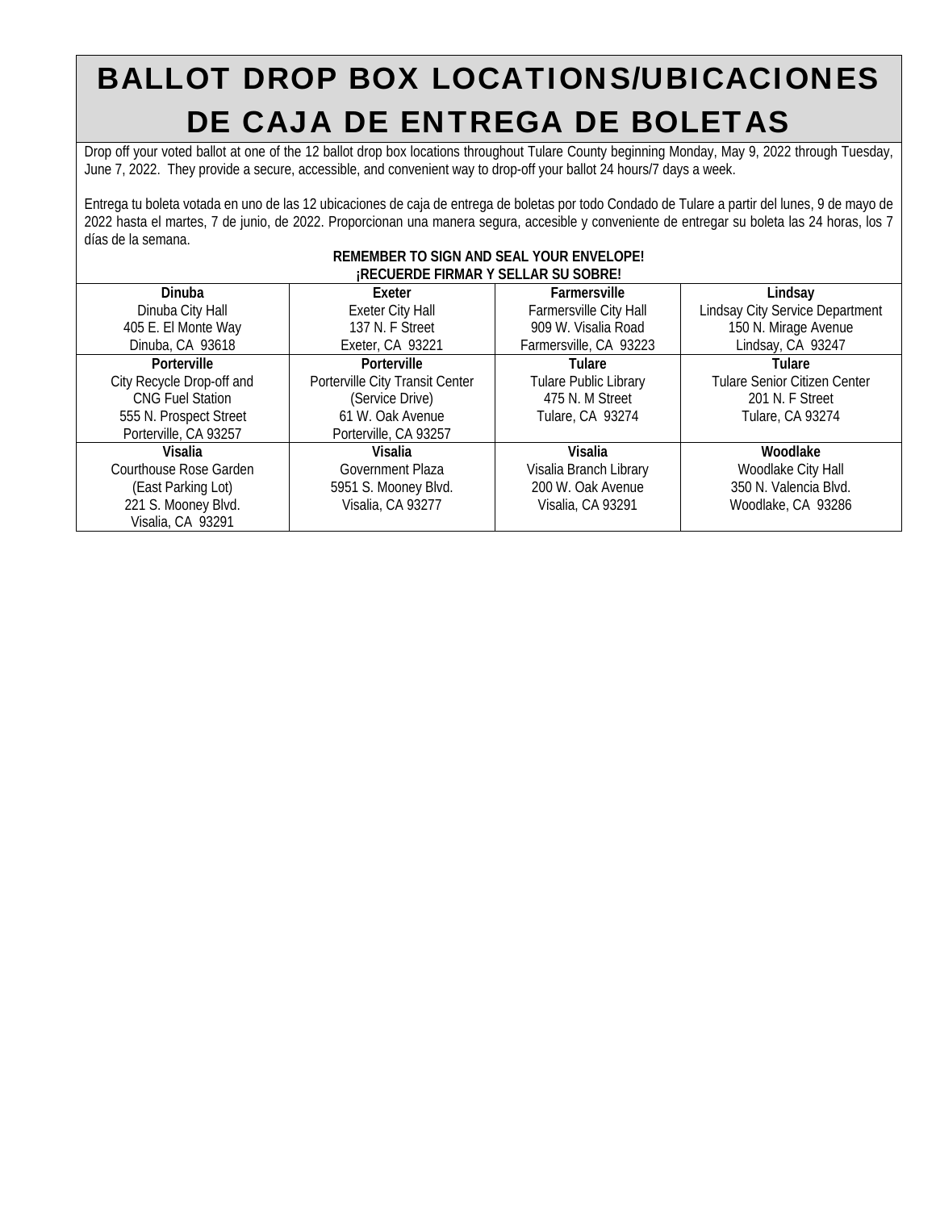# BALLOT DROP BOX LOCATIONS/UBICACIONES DE CAJA DE ENTREGA DE BOLETAS

Drop off your voted ballot at one of the 12 ballot drop box locations throughout Tulare County beginning Monday, May 9, 2022 through Tuesday, June 7, 2022. They provide a secure, accessible, and convenient way to drop-off your ballot 24 hours/7 days a week.

Entrega tu boleta votada en uno de las 12 ubicaciones de caja de entrega de boletas por todo Condado de Tulare a partir del lunes, 9 de mayo de 2022 hasta el martes, 7 de junio, de 2022. Proporcionan una manera segura, accesible y conveniente de entregar su boleta las 24 horas, los 7 días de la semana.

**REMEMBER TO SIGN AND SEAL YOUR ENVELOPE!**
**¡RECUERDE FIRMAR Y SELLAR SU SOBRE!**

| | | | |
|---|---|---|---|
| **Dinuba**<br>Dinuba City Hall<br>405 E. El Monte Way<br>Dinuba, CA 93618 | **Exeter**<br>Exeter City Hall<br>137 N. F Street<br>Exeter, CA 93221 | **Farmersville**<br>Farmersville City Hall<br>909 W. Visalia Road<br>Farmersville, CA 93223 | **Lindsay**<br>Lindsay City Service Department<br>150 N. Mirage Avenue<br>Lindsay, CA 93247 |
| **Porterville**<br>City Recycle Drop-off and<br>CNG Fuel Station<br>555 N. Prospect Street<br>Porterville, CA 93257 | **Porterville**<br>Porterville City Transit Center<br>(Service Drive)<br>61 W. Oak Avenue<br>Porterville, CA 93257 | **Tulare**<br>Tulare Public Library<br>475 N. M Street<br>Tulare, CA 93274 | **Tulare**<br>Tulare Senior Citizen Center<br>201 N. F Street<br>Tulare, CA 93274 |
| **Visalia**<br>Courthouse Rose Garden<br>(East Parking Lot)<br>221 S. Mooney Blvd.<br>Visalia, CA 93291 | **Visalia**<br>Government Plaza<br>5951 S. Mooney Blvd.<br>Visalia, CA 93277 | **Visalia**<br>Visalia Branch Library<br>200 W. Oak Avenue<br>Visalia, CA 93291 | **Woodlake**<br>Woodlake City Hall<br>350 N. Valencia Blvd.<br>Woodlake, CA 93286 |